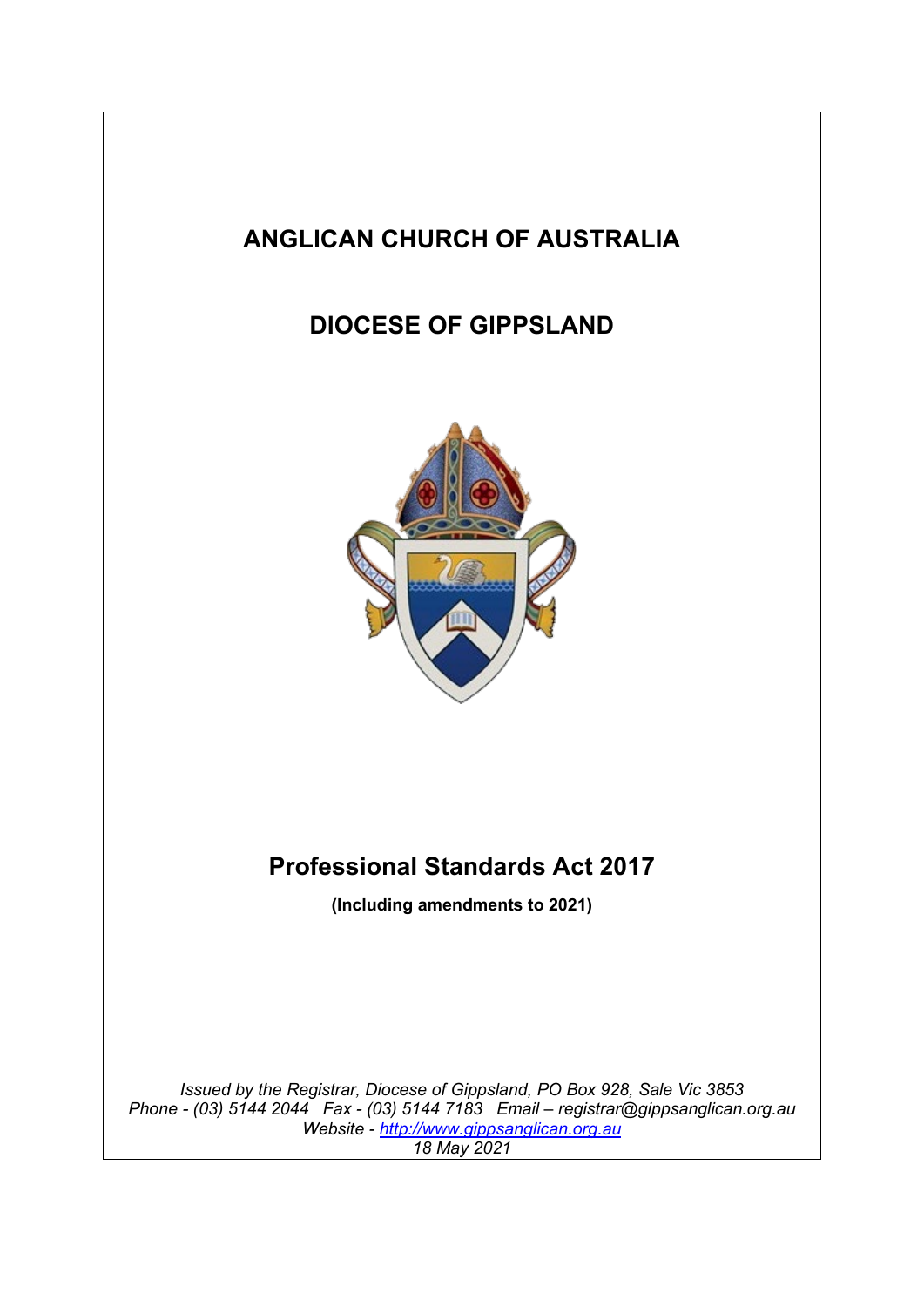# ANGLICAN CHURCH OF AUSTRALIA

# DIOCESE OF GIPPSLAND

## Professional Standards Act 2017

**(Including amendments to 2021)**

*Issued by the Registrar, Diocese of Gippsland, PO Box 928, Sale Vic 3853*
*Phone - (03) 5144 2044 Fax - (03) 5144 7183 Email – registrar@gippsanglican.org.au*
*Website - http://www.gippsanglican.org.au*
*18 May 2021*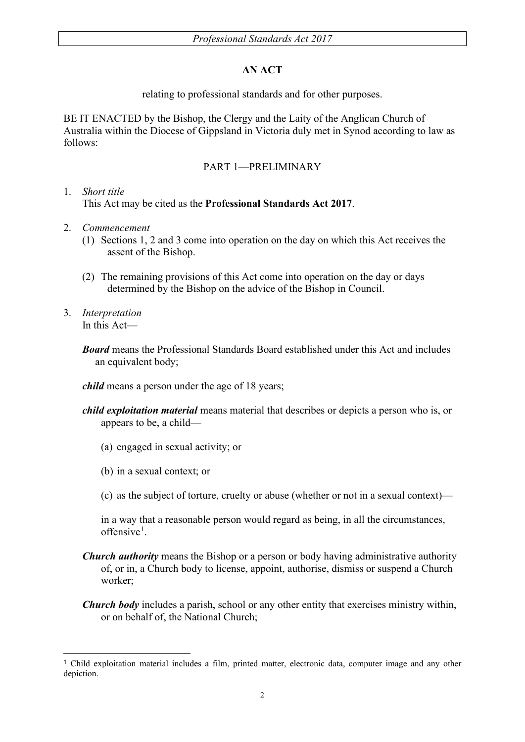**AN ACT**

relating to professional standards and for other purposes.

BE IT ENACTED by the Bishop, the Clergy and the Laity of the Anglican Church of Australia within the Diocese of Gippsland in Victoria duly met in Synod according to law as follows:

## PART 1—PRELIMINARY

1. *Short title*
   This Act may be cited as the **Professional Standards Act 2017**.

2. *Commencement*
   (1) Sections 1, 2 and 3 come into operation on the day on which this Act receives the assent of the Bishop.

   (2) The remaining provisions of this Act come into operation on the day or days determined by the Bishop on the advice of the Bishop in Council.

3. *Interpretation*
   In this Act—

   ***Board*** means the Professional Standards Board established under this Act and includes an equivalent body;

   ***child*** means a person under the age of 18 years;

   ***child exploitation material*** means material that describes or depicts a person who is, or appears to be, a child—

   (a) engaged in sexual activity; or

   (b) in a sexual context; or

   (c) as the subject of torture, cruelty or abuse (whether or not in a sexual context)—

   in a way that a reasonable person would regard as being, in all the circumstances, offensive[1].

   ***Church authority*** means the Bishop or a person or body having administrative authority of, or in, a Church body to license, appoint, authorise, dismiss or suspend a Church worker;

   ***Church body*** includes a parish, school or any other entity that exercises ministry within, or on behalf of, the National Church;

[1] Child exploitation material includes a film, printed matter, electronic data, computer image and any other depiction.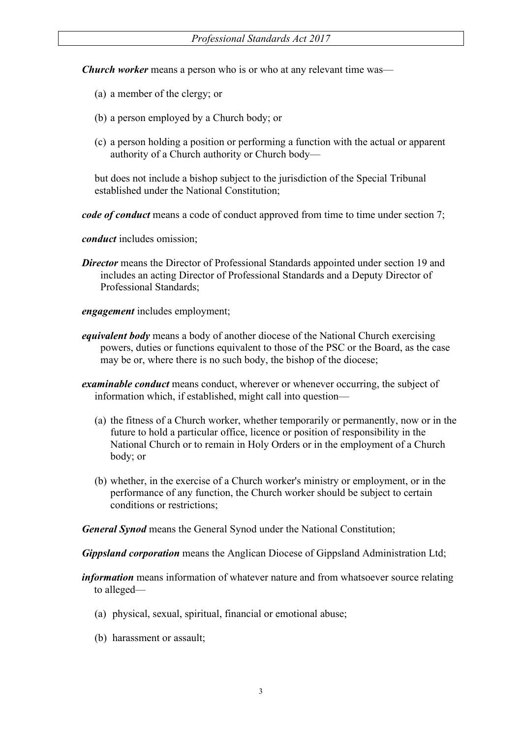***Church worker*** means a person who is or who at any relevant time was—

(a) a member of the clergy; or

(b) a person employed by a Church body; or

(c) a person holding a position or performing a function with the actual or apparent authority of a Church authority or Church body—

but does not include a bishop subject to the jurisdiction of the Special Tribunal established under the National Constitution;

***code of conduct*** means a code of conduct approved from time to time under section 7;

***conduct*** includes omission;

***Director*** means the Director of Professional Standards appointed under section 19 and includes an acting Director of Professional Standards and a Deputy Director of Professional Standards;

***engagement*** includes employment;

***equivalent body*** means a body of another diocese of the National Church exercising powers, duties or functions equivalent to those of the PSC or the Board, as the case may be or, where there is no such body, the bishop of the diocese;

***examinable conduct*** means conduct, wherever or whenever occurring, the subject of information which, if established, might call into question—

(a) the fitness of a Church worker, whether temporarily or permanently, now or in the future to hold a particular office, licence or position of responsibility in the National Church or to remain in Holy Orders or in the employment of a Church body; or

(b) whether, in the exercise of a Church worker's ministry or employment, or in the performance of any function, the Church worker should be subject to certain conditions or restrictions;

***General Synod*** means the General Synod under the National Constitution;

***Gippsland corporation*** means the Anglican Diocese of Gippsland Administration Ltd;

***information*** means information of whatever nature and from whatsoever source relating to alleged—

(a) physical, sexual, spiritual, financial or emotional abuse;

(b) harassment or assault;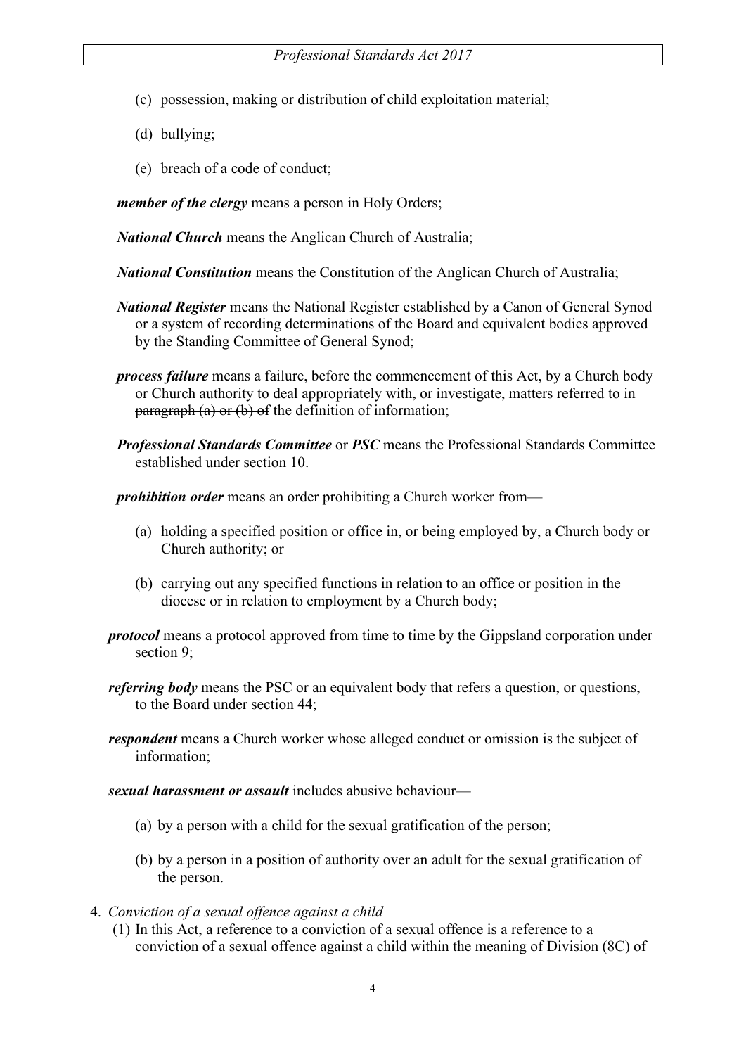(c) possession, making or distribution of child exploitation material;

(d) bullying;

(e) breach of a code of conduct;

***member of the clergy*** means a person in Holy Orders;

***National Church*** means the Anglican Church of Australia;

***National Constitution*** means the Constitution of the Anglican Church of Australia;

***National Register*** means the National Register established by a Canon of General Synod or a system of recording determinations of the Board and equivalent bodies approved by the Standing Committee of General Synod;

***process failure*** means a failure, before the commencement of this Act, by a Church body or Church authority to deal appropriately with, or investigate, matters referred to in ~~paragraph (a) or (b) of~~ the definition of information;

***Professional Standards Committee*** or ***PSC*** means the Professional Standards Committee established under section 10.

***prohibition order*** means an order prohibiting a Church worker from—

(a) holding a specified position or office in, or being employed by, a Church body or Church authority; or

(b) carrying out any specified functions in relation to an office or position in the diocese or in relation to employment by a Church body;

***protocol*** means a protocol approved from time to time by the Gippsland corporation under section 9;

***referring body*** means the PSC or an equivalent body that refers a question, or questions, to the Board under section 44;

***respondent*** means a Church worker whose alleged conduct or omission is the subject of information;

***sexual harassment or assault*** includes abusive behaviour—

(a) by a person with a child for the sexual gratification of the person;

(b) by a person in a position of authority over an adult for the sexual gratification of the person.

4. *Conviction of a sexual offence against a child*

(1) In this Act, a reference to a conviction of a sexual offence is a reference to a conviction of a sexual offence against a child within the meaning of Division (8C) of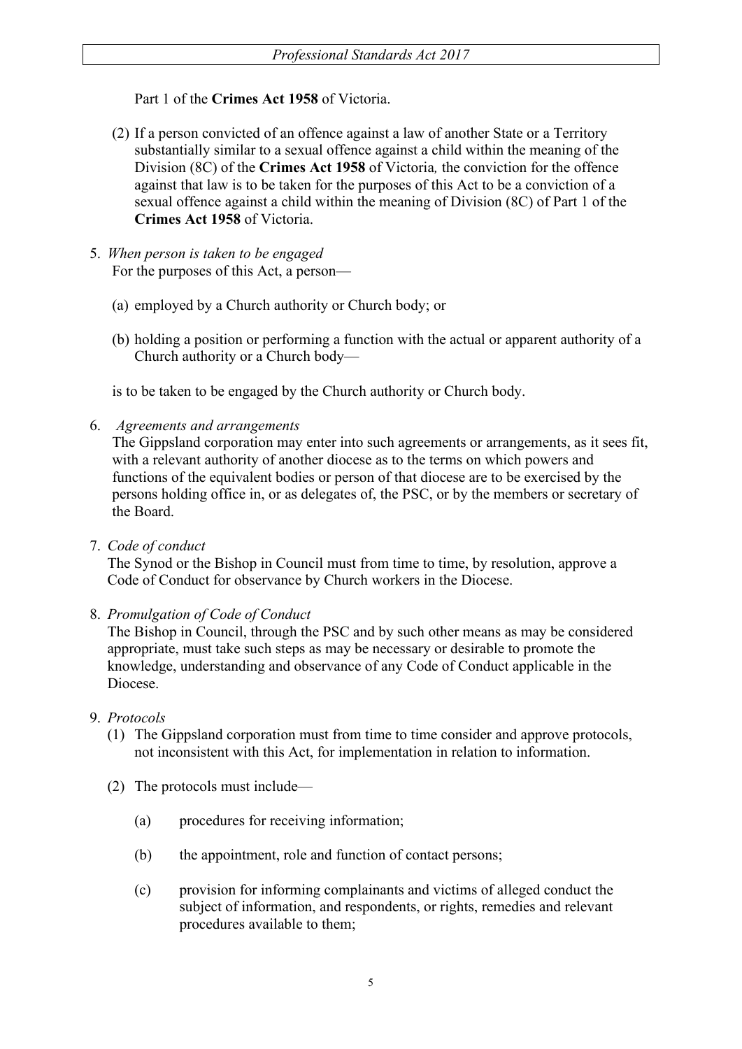Part 1 of the **Crimes Act 1958** of Victoria.

(2) If a person convicted of an offence against a law of another State or a Territory substantially similar to a sexual offence against a child within the meaning of the Division (8C) of the **Crimes Act 1958** of Victoria*,* the conviction for the offence against that law is to be taken for the purposes of this Act to be a conviction of a sexual offence against a child within the meaning of Division (8C) of Part 1 of the **Crimes Act 1958** of Victoria.

5. *When person is taken to be engaged*
For the purposes of this Act, a person—

   (a) employed by a Church authority or Church body; or

   (b) holding a position or performing a function with the actual or apparent authority of a Church authority or a Church body—

   is to be taken to be engaged by the Church authority or Church body.

6. *Agreements and arrangements*
The Gippsland corporation may enter into such agreements or arrangements, as it sees fit, with a relevant authority of another diocese as to the terms on which powers and functions of the equivalent bodies or person of that diocese are to be exercised by the persons holding office in, or as delegates of, the PSC, or by the members or secretary of the Board.

7. *Code of conduct*
The Synod or the Bishop in Council must from time to time, by resolution, approve a Code of Conduct for observance by Church workers in the Diocese.

8. *Promulgation of Code of Conduct*
The Bishop in Council, through the PSC and by such other means as may be considered appropriate, must take such steps as may be necessary or desirable to promote the knowledge, understanding and observance of any Code of Conduct applicable in the Diocese.

9. *Protocols*
   (1) The Gippsland corporation must from time to time consider and approve protocols, not inconsistent with this Act, for implementation in relation to information.

   (2) The protocols must include—

      (a) procedures for receiving information;

      (b) the appointment, role and function of contact persons;

      (c) provision for informing complainants and victims of alleged conduct the subject of information, and respondents, or rights, remedies and relevant procedures available to them;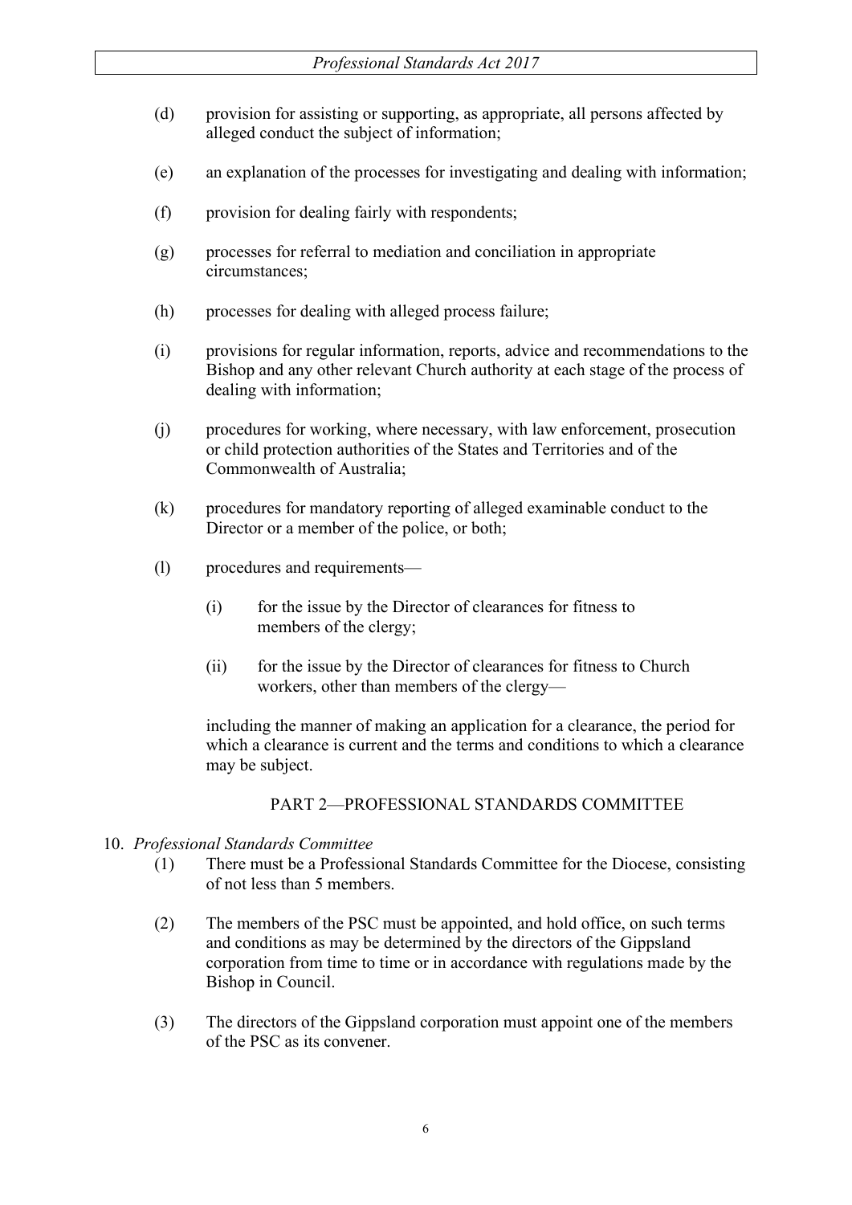(d) provision for assisting or supporting, as appropriate, all persons affected by alleged conduct the subject of information;

(e) an explanation of the processes for investigating and dealing with information;

(f) provision for dealing fairly with respondents;

(g) processes for referral to mediation and conciliation in appropriate circumstances;

(h) processes for dealing with alleged process failure;

(i) provisions for regular information, reports, advice and recommendations to the Bishop and any other relevant Church authority at each stage of the process of dealing with information;

(j) procedures for working, where necessary, with law enforcement, prosecution or child protection authorities of the States and Territories and of the Commonwealth of Australia;

(k) procedures for mandatory reporting of alleged examinable conduct to the Director or a member of the police, or both;

(l) procedures and requirements—

  (i) for the issue by the Director of clearances for fitness to members of the clergy;

  (ii) for the issue by the Director of clearances for fitness to Church workers, other than members of the clergy—

including the manner of making an application for a clearance, the period for which a clearance is current and the terms and conditions to which a clearance may be subject.

## PART 2—PROFESSIONAL STANDARDS COMMITTEE

10. *Professional Standards Committee*

(1) There must be a Professional Standards Committee for the Diocese, consisting of not less than 5 members.

(2) The members of the PSC must be appointed, and hold office, on such terms and conditions as may be determined by the directors of the Gippsland corporation from time to time or in accordance with regulations made by the Bishop in Council.

(3) The directors of the Gippsland corporation must appoint one of the members of the PSC as its convener.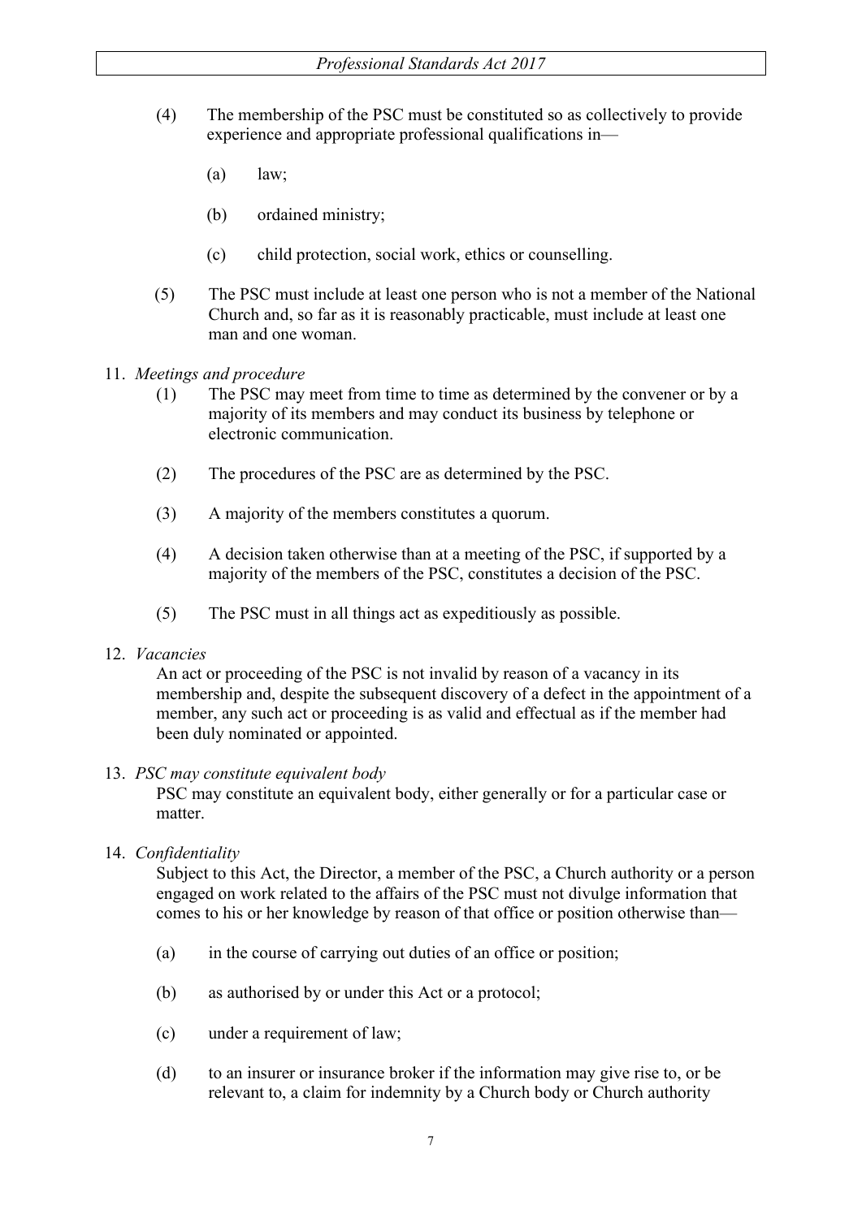(4) The membership of the PSC must be constituted so as collectively to provide experience and appropriate professional qualifications in—

  (a) law;

  (b) ordained ministry;

  (c) child protection, social work, ethics or counselling.

(5) The PSC must include at least one person who is not a member of the National Church and, so far as it is reasonably practicable, must include at least one man and one woman.

11. *Meetings and procedure*

  (1) The PSC may meet from time to time as determined by the convener or by a majority of its members and may conduct its business by telephone or electronic communication.

  (2) The procedures of the PSC are as determined by the PSC.

  (3) A majority of the members constitutes a quorum.

  (4) A decision taken otherwise than at a meeting of the PSC, if supported by a majority of the members of the PSC, constitutes a decision of the PSC.

  (5) The PSC must in all things act as expeditiously as possible.

12. *Vacancies*

  An act or proceeding of the PSC is not invalid by reason of a vacancy in its membership and, despite the subsequent discovery of a defect in the appointment of a member, any such act or proceeding is as valid and effectual as if the member had been duly nominated or appointed.

13. *PSC may constitute equivalent body*

  PSC may constitute an equivalent body, either generally or for a particular case or matter.

14. *Confidentiality*

  Subject to this Act, the Director, a member of the PSC, a Church authority or a person engaged on work related to the affairs of the PSC must not divulge information that comes to his or her knowledge by reason of that office or position otherwise than—

  (a) in the course of carrying out duties of an office or position;

  (b) as authorised by or under this Act or a protocol;

  (c) under a requirement of law;

  (d) to an insurer or insurance broker if the information may give rise to, or be relevant to, a claim for indemnity by a Church body or Church authority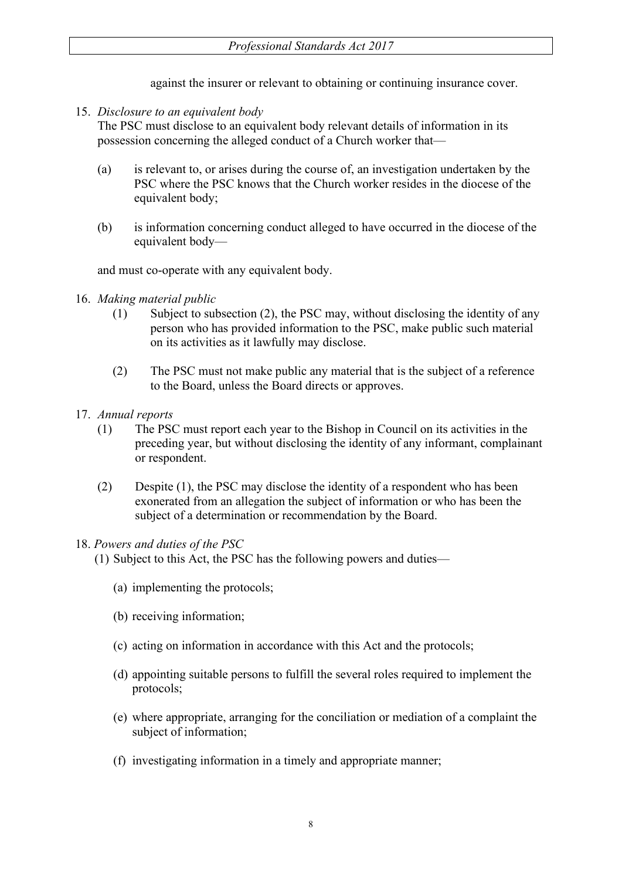against the insurer or relevant to obtaining or continuing insurance cover.

15. *Disclosure to an equivalent body*

The PSC must disclose to an equivalent body relevant details of information in its possession concerning the alleged conduct of a Church worker that—

(a) is relevant to, or arises during the course of, an investigation undertaken by the PSC where the PSC knows that the Church worker resides in the diocese of the equivalent body;

(b) is information concerning conduct alleged to have occurred in the diocese of the equivalent body—

and must co-operate with any equivalent body.

16. *Making material public*

(1) Subject to subsection (2), the PSC may, without disclosing the identity of any person who has provided information to the PSC, make public such material on its activities as it lawfully may disclose.

(2) The PSC must not make public any material that is the subject of a reference to the Board, unless the Board directs or approves.

17. *Annual reports*

(1) The PSC must report each year to the Bishop in Council on its activities in the preceding year, but without disclosing the identity of any informant, complainant or respondent.

(2) Despite (1), the PSC may disclose the identity of a respondent who has been exonerated from an allegation the subject of information or who has been the subject of a determination or recommendation by the Board.

18. *Powers and duties of the PSC*

(1) Subject to this Act, the PSC has the following powers and duties—

(a) implementing the protocols;

(b) receiving information;

(c) acting on information in accordance with this Act and the protocols;

(d) appointing suitable persons to fulfill the several roles required to implement the protocols;

(e) where appropriate, arranging for the conciliation or mediation of a complaint the subject of information;

(f) investigating information in a timely and appropriate manner;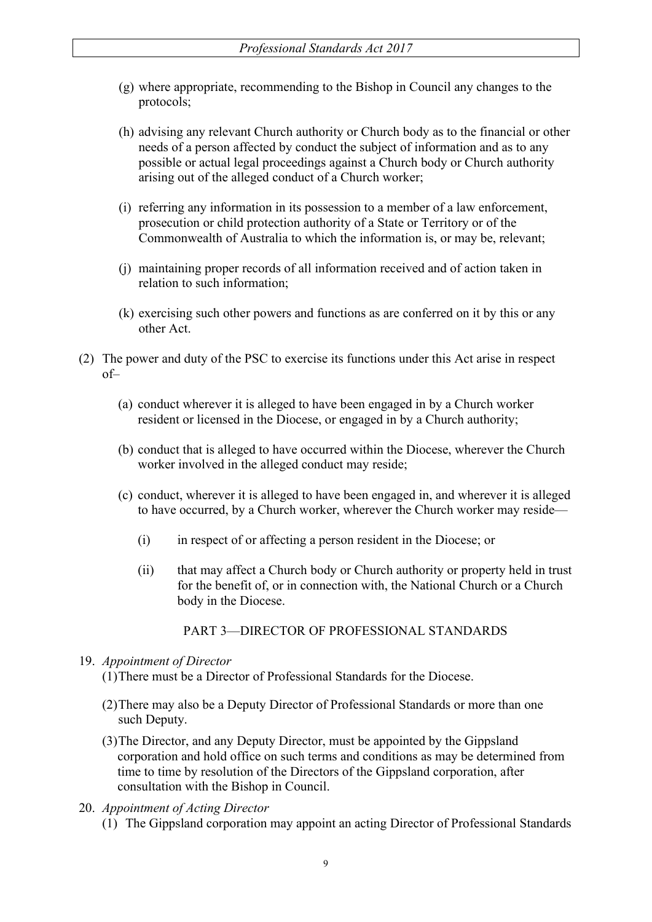(g) where appropriate, recommending to the Bishop in Council any changes to the protocols;

(h) advising any relevant Church authority or Church body as to the financial or other needs of a person affected by conduct the subject of information and as to any possible or actual legal proceedings against a Church body or Church authority arising out of the alleged conduct of a Church worker;

(i) referring any information in its possession to a member of a law enforcement, prosecution or child protection authority of a State or Territory or of the Commonwealth of Australia to which the information is, or may be, relevant;

(j) maintaining proper records of all information received and of action taken in relation to such information;

(k) exercising such other powers and functions as are conferred on it by this or any other Act.

(2) The power and duty of the PSC to exercise its functions under this Act arise in respect of–

(a) conduct wherever it is alleged to have been engaged in by a Church worker resident or licensed in the Diocese, or engaged in by a Church authority;

(b) conduct that is alleged to have occurred within the Diocese, wherever the Church worker involved in the alleged conduct may reside;

(c) conduct, wherever it is alleged to have been engaged in, and wherever it is alleged to have occurred, by a Church worker, wherever the Church worker may reside—

(i) in respect of or affecting a person resident in the Diocese; or

(ii) that may affect a Church body or Church authority or property held in trust for the benefit of, or in connection with, the National Church or a Church body in the Diocese.

## PART 3—DIRECTOR OF PROFESSIONAL STANDARDS

19. *Appointment of Director*

(1) There must be a Director of Professional Standards for the Diocese.

(2) There may also be a Deputy Director of Professional Standards or more than one such Deputy.

(3) The Director, and any Deputy Director, must be appointed by the Gippsland corporation and hold office on such terms and conditions as may be determined from time to time by resolution of the Directors of the Gippsland corporation, after consultation with the Bishop in Council.

20. *Appointment of Acting Director*

(1) The Gippsland corporation may appoint an acting Director of Professional Standards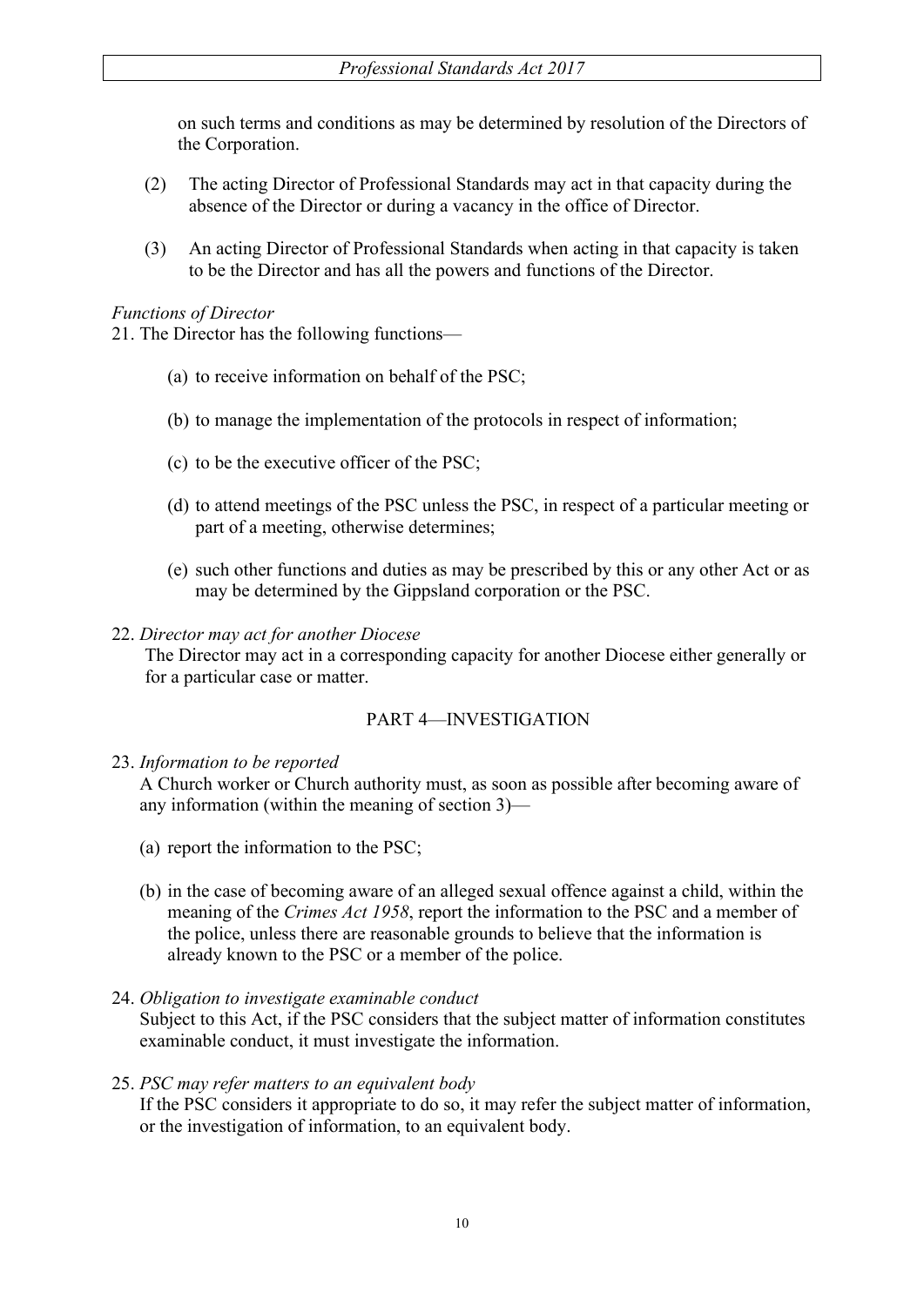on such terms and conditions as may be determined by resolution of the Directors of the Corporation.

(2) The acting Director of Professional Standards may act in that capacity during the absence of the Director or during a vacancy in the office of Director.

(3) An acting Director of Professional Standards when acting in that capacity is taken to be the Director and has all the powers and functions of the Director.

*Functions of Director*

21. The Director has the following functions—

(a) to receive information on behalf of the PSC;

(b) to manage the implementation of the protocols in respect of information;

(c) to be the executive officer of the PSC;

(d) to attend meetings of the PSC unless the PSC, in respect of a particular meeting or part of a meeting, otherwise determines;

(e) such other functions and duties as may be prescribed by this or any other Act or as may be determined by the Gippsland corporation or the PSC.

22. *Director may act for another Diocese*

The Director may act in a corresponding capacity for another Diocese either generally or for a particular case or matter.

## PART 4—INVESTIGATION

23. *Information to be reported*

A Church worker or Church authority must, as soon as possible after becoming aware of any information (within the meaning of section 3)—

(a) report the information to the PSC;

(b) in the case of becoming aware of an alleged sexual offence against a child, within the meaning of the *Crimes Act 1958*, report the information to the PSC and a member of the police, unless there are reasonable grounds to believe that the information is already known to the PSC or a member of the police.

24. *Obligation to investigate examinable conduct*

Subject to this Act, if the PSC considers that the subject matter of information constitutes examinable conduct, it must investigate the information.

25. *PSC may refer matters to an equivalent body*

If the PSC considers it appropriate to do so, it may refer the subject matter of information, or the investigation of information, to an equivalent body.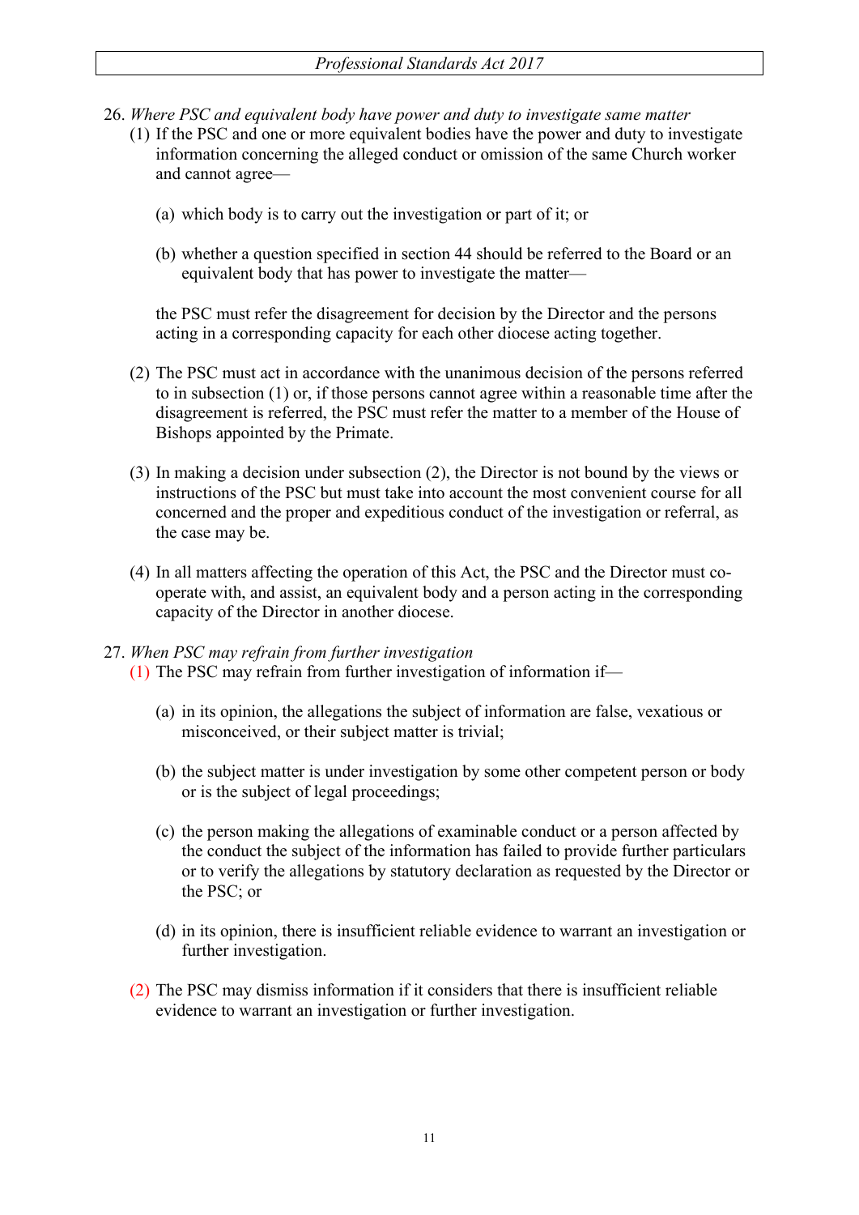26. *Where PSC and equivalent body have power and duty to investigate same matter*

   (1) If the PSC and one or more equivalent bodies have the power and duty to investigate information concerning the alleged conduct or omission of the same Church worker and cannot agree—

   (a) which body is to carry out the investigation or part of it; or

   (b) whether a question specified in section 44 should be referred to the Board or an equivalent body that has power to investigate the matter—

   the PSC must refer the disagreement for decision by the Director and the persons acting in a corresponding capacity for each other diocese acting together.

   (2) The PSC must act in accordance with the unanimous decision of the persons referred to in subsection (1) or, if those persons cannot agree within a reasonable time after the disagreement is referred, the PSC must refer the matter to a member of the House of Bishops appointed by the Primate.

   (3) In making a decision under subsection (2), the Director is not bound by the views or instructions of the PSC but must take into account the most convenient course for all concerned and the proper and expeditious conduct of the investigation or referral, as the case may be.

   (4) In all matters affecting the operation of this Act, the PSC and the Director must co-operate with, and assist, an equivalent body and a person acting in the corresponding capacity of the Director in another diocese.

27. *When PSC may refrain from further investigation*

   (1) The PSC may refrain from further investigation of information if—

   (a) in its opinion, the allegations the subject of information are false, vexatious or misconceived, or their subject matter is trivial;

   (b) the subject matter is under investigation by some other competent person or body or is the subject of legal proceedings;

   (c) the person making the allegations of examinable conduct or a person affected by the conduct the subject of the information has failed to provide further particulars or to verify the allegations by statutory declaration as requested by the Director or the PSC; or

   (d) in its opinion, there is insufficient reliable evidence to warrant an investigation or further investigation.

   (2) The PSC may dismiss information if it considers that there is insufficient reliable evidence to warrant an investigation or further investigation.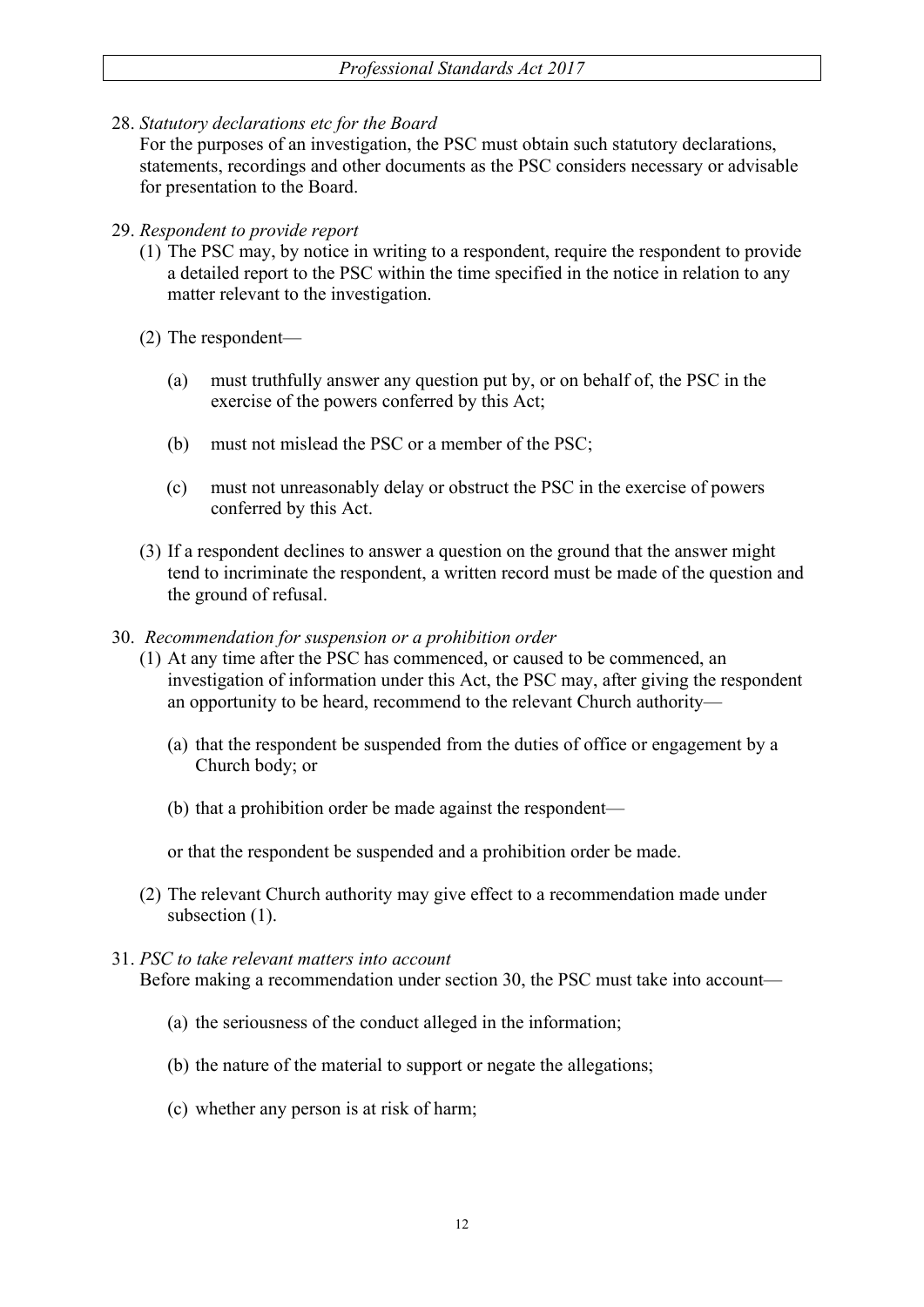28. *Statutory declarations etc for the Board*

For the purposes of an investigation, the PSC must obtain such statutory declarations, statements, recordings and other documents as the PSC considers necessary or advisable for presentation to the Board.

29. *Respondent to provide report*

(1) The PSC may, by notice in writing to a respondent, require the respondent to provide a detailed report to the PSC within the time specified in the notice in relation to any matter relevant to the investigation.

(2) The respondent—

(a) must truthfully answer any question put by, or on behalf of, the PSC in the exercise of the powers conferred by this Act;

(b) must not mislead the PSC or a member of the PSC;

(c) must not unreasonably delay or obstruct the PSC in the exercise of powers conferred by this Act.

(3) If a respondent declines to answer a question on the ground that the answer might tend to incriminate the respondent, a written record must be made of the question and the ground of refusal.

30. *Recommendation for suspension or a prohibition order*

(1) At any time after the PSC has commenced, or caused to be commenced, an investigation of information under this Act, the PSC may, after giving the respondent an opportunity to be heard, recommend to the relevant Church authority—

(a) that the respondent be suspended from the duties of office or engagement by a Church body; or

(b) that a prohibition order be made against the respondent—

or that the respondent be suspended and a prohibition order be made.

(2) The relevant Church authority may give effect to a recommendation made under subsection (1).

31. *PSC to take relevant matters into account*

Before making a recommendation under section 30, the PSC must take into account—

(a) the seriousness of the conduct alleged in the information;

(b) the nature of the material to support or negate the allegations;

(c) whether any person is at risk of harm;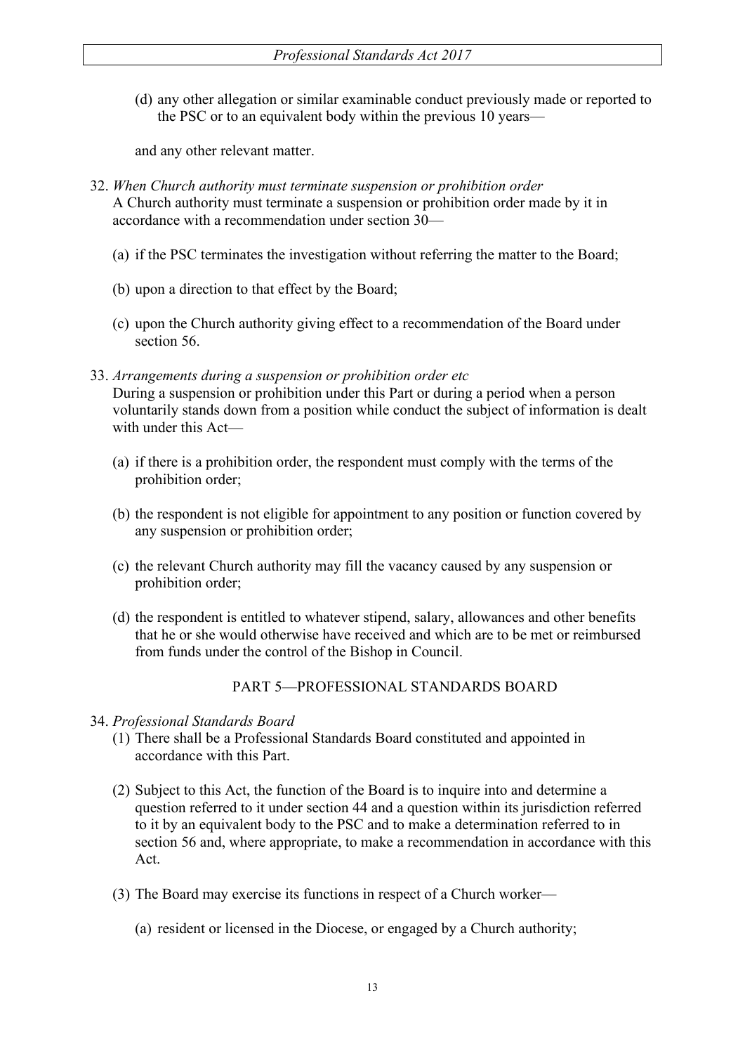(d) any other allegation or similar examinable conduct previously made or reported to the PSC or to an equivalent body within the previous 10 years—

and any other relevant matter.

32. *When Church authority must terminate suspension or prohibition order*
A Church authority must terminate a suspension or prohibition order made by it in accordance with a recommendation under section 30—

(a) if the PSC terminates the investigation without referring the matter to the Board;

(b) upon a direction to that effect by the Board;

(c) upon the Church authority giving effect to a recommendation of the Board under section 56.

33. *Arrangements during a suspension or prohibition order etc*
During a suspension or prohibition under this Part or during a period when a person voluntarily stands down from a position while conduct the subject of information is dealt with under this Act—

(a) if there is a prohibition order, the respondent must comply with the terms of the prohibition order;

(b) the respondent is not eligible for appointment to any position or function covered by any suspension or prohibition order;

(c) the relevant Church authority may fill the vacancy caused by any suspension or prohibition order;

(d) the respondent is entitled to whatever stipend, salary, allowances and other benefits that he or she would otherwise have received and which are to be met or reimbursed from funds under the control of the Bishop in Council.

## PART 5—PROFESSIONAL STANDARDS BOARD

34. *Professional Standards Board*
(1) There shall be a Professional Standards Board constituted and appointed in accordance with this Part.

(2) Subject to this Act, the function of the Board is to inquire into and determine a question referred to it under section 44 and a question within its jurisdiction referred to it by an equivalent body to the PSC and to make a determination referred to in section 56 and, where appropriate, to make a recommendation in accordance with this Act.

(3) The Board may exercise its functions in respect of a Church worker—

(a) resident or licensed in the Diocese, or engaged by a Church authority;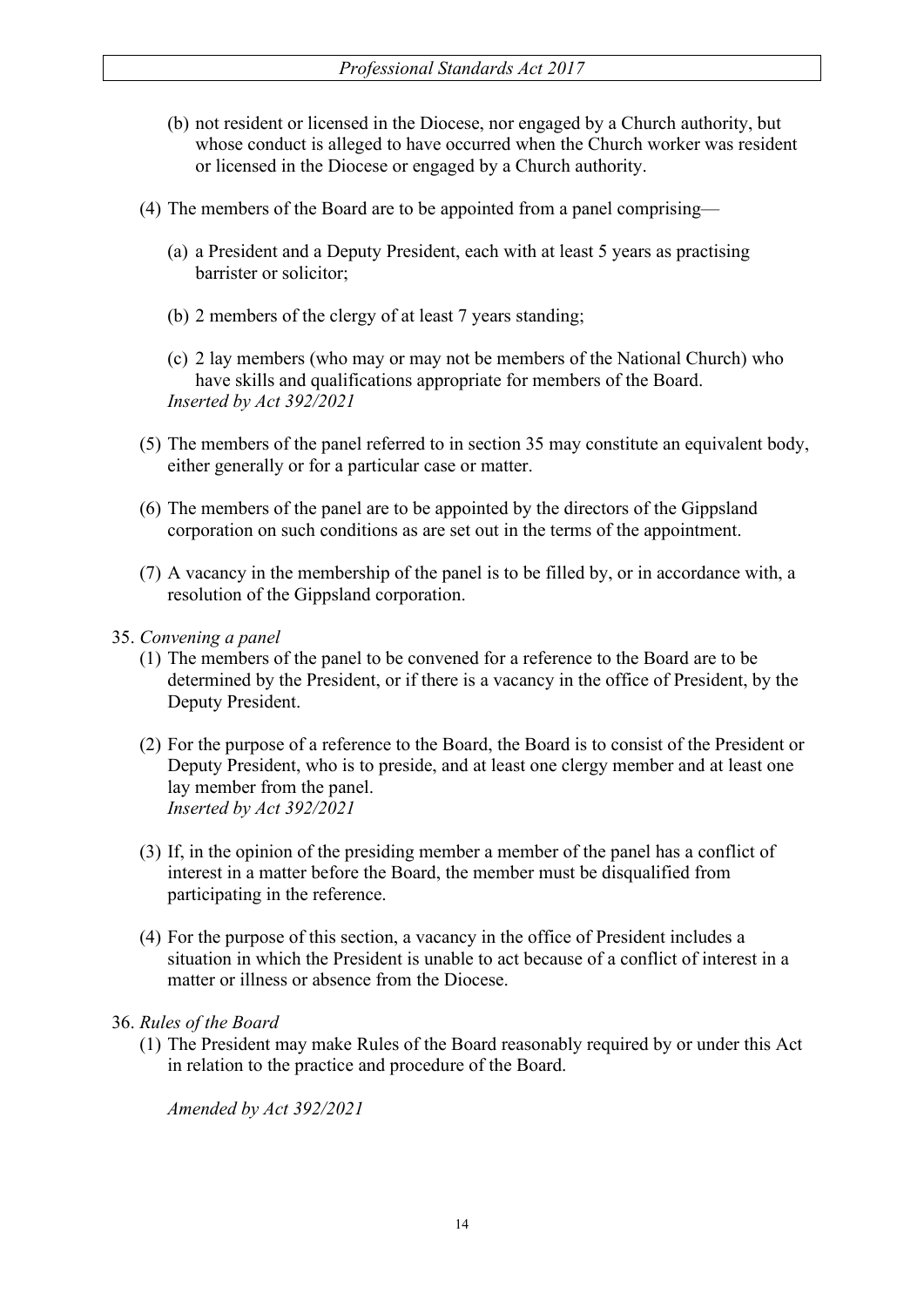(b) not resident or licensed in the Diocese, nor engaged by a Church authority, but whose conduct is alleged to have occurred when the Church worker was resident or licensed in the Diocese or engaged by a Church authority.

(4) The members of the Board are to be appointed from a panel comprising—

(a) a President and a Deputy President, each with at least 5 years as practising barrister or solicitor;

(b) 2 members of the clergy of at least 7 years standing;

(c) 2 lay members (who may or may not be members of the National Church) who have skills and qualifications appropriate for members of the Board.
*Inserted by Act 392/2021*

(5) The members of the panel referred to in section 35 may constitute an equivalent body, either generally or for a particular case or matter.

(6) The members of the panel are to be appointed by the directors of the Gippsland corporation on such conditions as are set out in the terms of the appointment.

(7) A vacancy in the membership of the panel is to be filled by, or in accordance with, a resolution of the Gippsland corporation.

35. *Convening a panel*

(1) The members of the panel to be convened for a reference to the Board are to be determined by the President, or if there is a vacancy in the office of President, by the Deputy President.

(2) For the purpose of a reference to the Board, the Board is to consist of the President or Deputy President, who is to preside, and at least one clergy member and at least one lay member from the panel.
*Inserted by Act 392/2021*

(3) If, in the opinion of the presiding member a member of the panel has a conflict of interest in a matter before the Board, the member must be disqualified from participating in the reference.

(4) For the purpose of this section, a vacancy in the office of President includes a situation in which the President is unable to act because of a conflict of interest in a matter or illness or absence from the Diocese.

36. *Rules of the Board*

(1) The President may make Rules of the Board reasonably required by or under this Act in relation to the practice and procedure of the Board.

*Amended by Act 392/2021*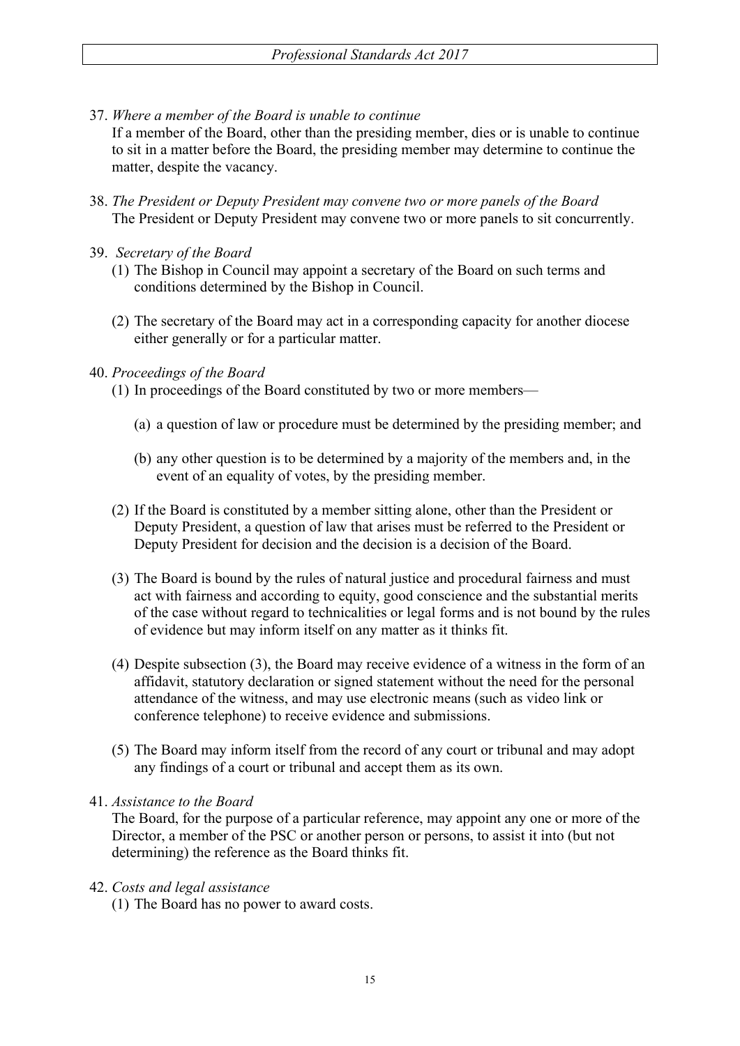37. *Where a member of the Board is unable to continue*

If a member of the Board, other than the presiding member, dies or is unable to continue to sit in a matter before the Board, the presiding member may determine to continue the matter, despite the vacancy.

38. *The President or Deputy President may convene two or more panels of the Board*

The President or Deputy President may convene two or more panels to sit concurrently.

39. *Secretary of the Board*

(1) The Bishop in Council may appoint a secretary of the Board on such terms and conditions determined by the Bishop in Council.

(2) The secretary of the Board may act in a corresponding capacity for another diocese either generally or for a particular matter.

40. *Proceedings of the Board*

(1) In proceedings of the Board constituted by two or more members—

(a) a question of law or procedure must be determined by the presiding member; and

(b) any other question is to be determined by a majority of the members and, in the event of an equality of votes, by the presiding member.

(2) If the Board is constituted by a member sitting alone, other than the President or Deputy President, a question of law that arises must be referred to the President or Deputy President for decision and the decision is a decision of the Board.

(3) The Board is bound by the rules of natural justice and procedural fairness and must act with fairness and according to equity, good conscience and the substantial merits of the case without regard to technicalities or legal forms and is not bound by the rules of evidence but may inform itself on any matter as it thinks fit.

(4) Despite subsection (3), the Board may receive evidence of a witness in the form of an affidavit, statutory declaration or signed statement without the need for the personal attendance of the witness, and may use electronic means (such as video link or conference telephone) to receive evidence and submissions.

(5) The Board may inform itself from the record of any court or tribunal and may adopt any findings of a court or tribunal and accept them as its own.

41. *Assistance to the Board*

The Board, for the purpose of a particular reference, may appoint any one or more of the Director, a member of the PSC or another person or persons, to assist it into (but not determining) the reference as the Board thinks fit.

42. *Costs and legal assistance*

(1) The Board has no power to award costs.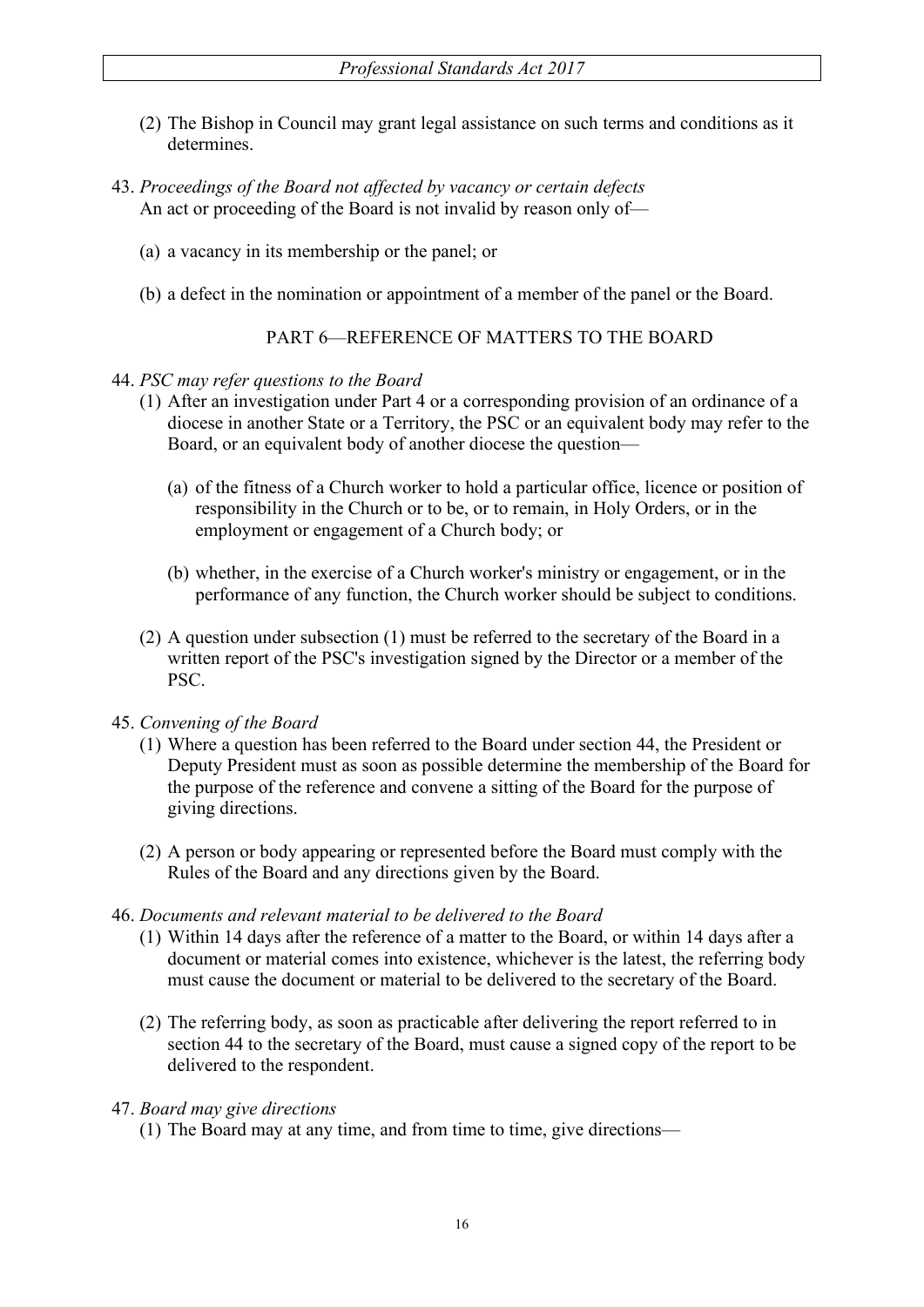(2) The Bishop in Council may grant legal assistance on such terms and conditions as it determines.

43. *Proceedings of the Board not affected by vacancy or certain defects*
An act or proceeding of the Board is not invalid by reason only of—

(a) a vacancy in its membership or the panel; or

(b) a defect in the nomination or appointment of a member of the panel or the Board.

## PART 6—REFERENCE OF MATTERS TO THE BOARD

44. *PSC may refer questions to the Board*

(1) After an investigation under Part 4 or a corresponding provision of an ordinance of a diocese in another State or a Territory, the PSC or an equivalent body may refer to the Board, or an equivalent body of another diocese the question—

(a) of the fitness of a Church worker to hold a particular office, licence or position of responsibility in the Church or to be, or to remain, in Holy Orders, or in the employment or engagement of a Church body; or

(b) whether, in the exercise of a Church worker's ministry or engagement, or in the performance of any function, the Church worker should be subject to conditions.

(2) A question under subsection (1) must be referred to the secretary of the Board in a written report of the PSC's investigation signed by the Director or a member of the PSC.

45. *Convening of the Board*

(1) Where a question has been referred to the Board under section 44, the President or Deputy President must as soon as possible determine the membership of the Board for the purpose of the reference and convene a sitting of the Board for the purpose of giving directions.

(2) A person or body appearing or represented before the Board must comply with the Rules of the Board and any directions given by the Board.

46. *Documents and relevant material to be delivered to the Board*

(1) Within 14 days after the reference of a matter to the Board, or within 14 days after a document or material comes into existence, whichever is the latest, the referring body must cause the document or material to be delivered to the secretary of the Board.

(2) The referring body, as soon as practicable after delivering the report referred to in section 44 to the secretary of the Board, must cause a signed copy of the report to be delivered to the respondent.

47. *Board may give directions*

(1) The Board may at any time, and from time to time, give directions—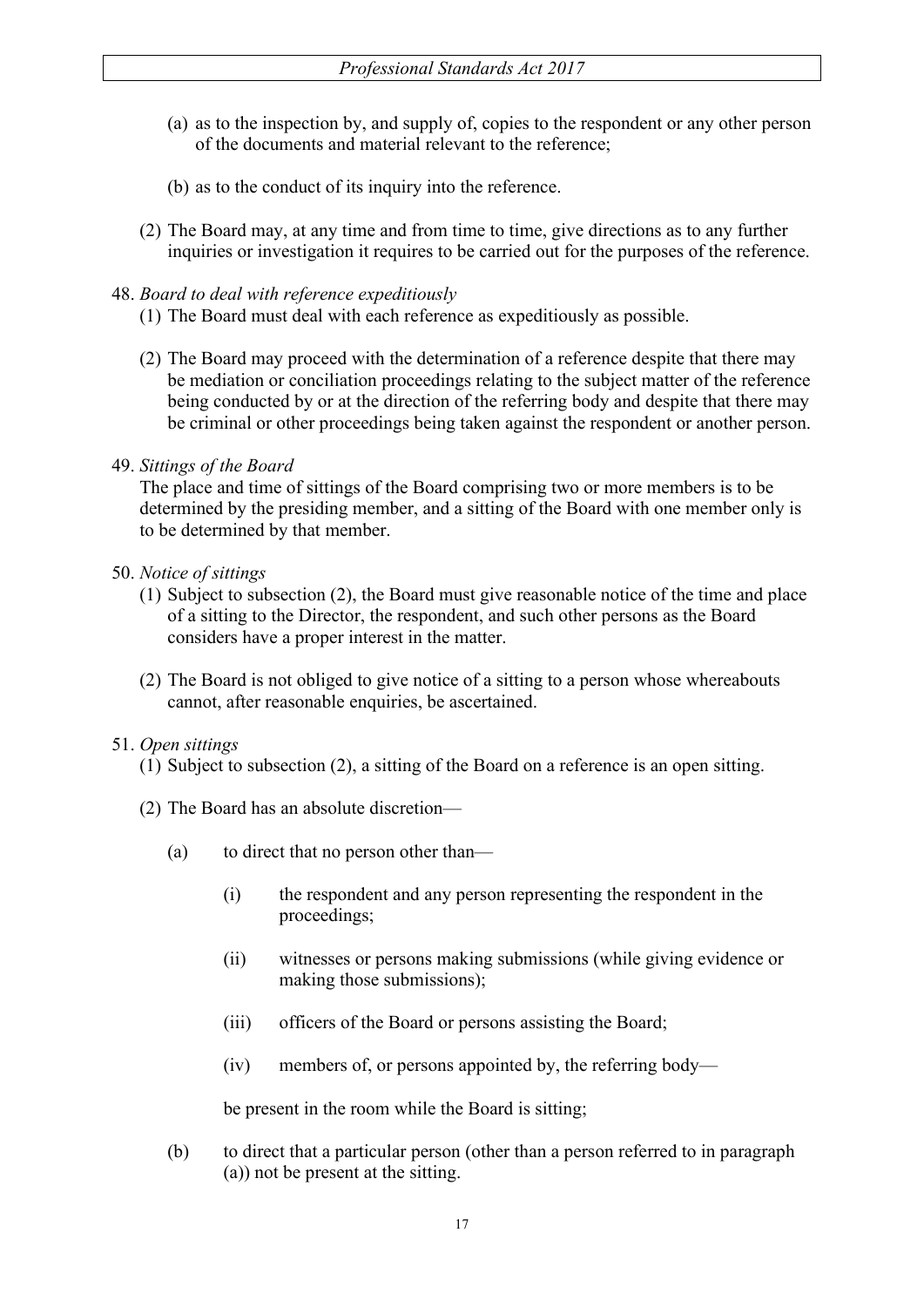(a) as to the inspection by, and supply of, copies to the respondent or any other person of the documents and material relevant to the reference;

(b) as to the conduct of its inquiry into the reference.

(2) The Board may, at any time and from time to time, give directions as to any further inquiries or investigation it requires to be carried out for the purposes of the reference.

48. *Board to deal with reference expeditiously*

(1) The Board must deal with each reference as expeditiously as possible.

(2) The Board may proceed with the determination of a reference despite that there may be mediation or conciliation proceedings relating to the subject matter of the reference being conducted by or at the direction of the referring body and despite that there may be criminal or other proceedings being taken against the respondent or another person.

49. *Sittings of the Board*

The place and time of sittings of the Board comprising two or more members is to be determined by the presiding member, and a sitting of the Board with one member only is to be determined by that member.

50. *Notice of sittings*

(1) Subject to subsection (2), the Board must give reasonable notice of the time and place of a sitting to the Director, the respondent, and such other persons as the Board considers have a proper interest in the matter.

(2) The Board is not obliged to give notice of a sitting to a person whose whereabouts cannot, after reasonable enquiries, be ascertained.

51. *Open sittings*

(1) Subject to subsection (2), a sitting of the Board on a reference is an open sitting.

(2) The Board has an absolute discretion—

(a) to direct that no person other than—

(i) the respondent and any person representing the respondent in the proceedings;

(ii) witnesses or persons making submissions (while giving evidence or making those submissions);

(iii) officers of the Board or persons assisting the Board;

(iv) members of, or persons appointed by, the referring body—

be present in the room while the Board is sitting;

(b) to direct that a particular person (other than a person referred to in paragraph (a)) not be present at the sitting.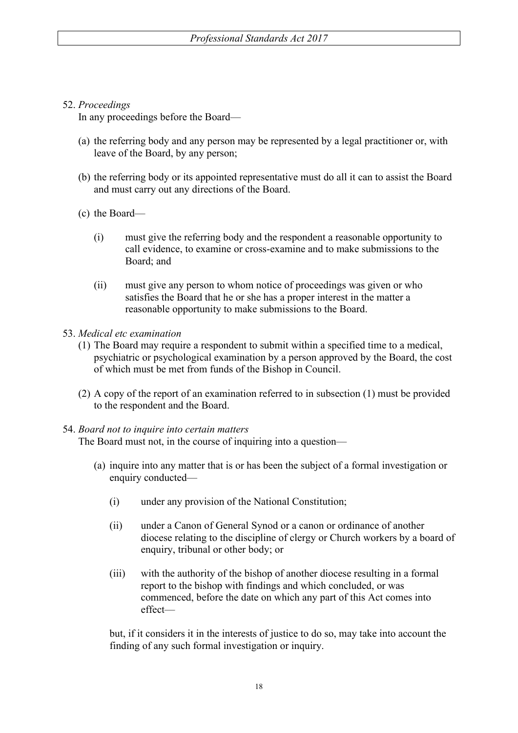52. *Proceedings*

In any proceedings before the Board—

(a) the referring body and any person may be represented by a legal practitioner or, with leave of the Board, by any person;

(b) the referring body or its appointed representative must do all it can to assist the Board and must carry out any directions of the Board.

(c) the Board—

(i) must give the referring body and the respondent a reasonable opportunity to call evidence, to examine or cross-examine and to make submissions to the Board; and

(ii) must give any person to whom notice of proceedings was given or who satisfies the Board that he or she has a proper interest in the matter a reasonable opportunity to make submissions to the Board.

53. *Medical etc examination*

(1) The Board may require a respondent to submit within a specified time to a medical, psychiatric or psychological examination by a person approved by the Board, the cost of which must be met from funds of the Bishop in Council.

(2) A copy of the report of an examination referred to in subsection (1) must be provided to the respondent and the Board.

54. *Board not to inquire into certain matters*

The Board must not, in the course of inquiring into a question—

(a) inquire into any matter that is or has been the subject of a formal investigation or enquiry conducted—

(i) under any provision of the National Constitution;

(ii) under a Canon of General Synod or a canon or ordinance of another diocese relating to the discipline of clergy or Church workers by a board of enquiry, tribunal or other body; or

(iii) with the authority of the bishop of another diocese resulting in a formal report to the bishop with findings and which concluded, or was commenced, before the date on which any part of this Act comes into effect—

but, if it considers it in the interests of justice to do so, may take into account the finding of any such formal investigation or inquiry.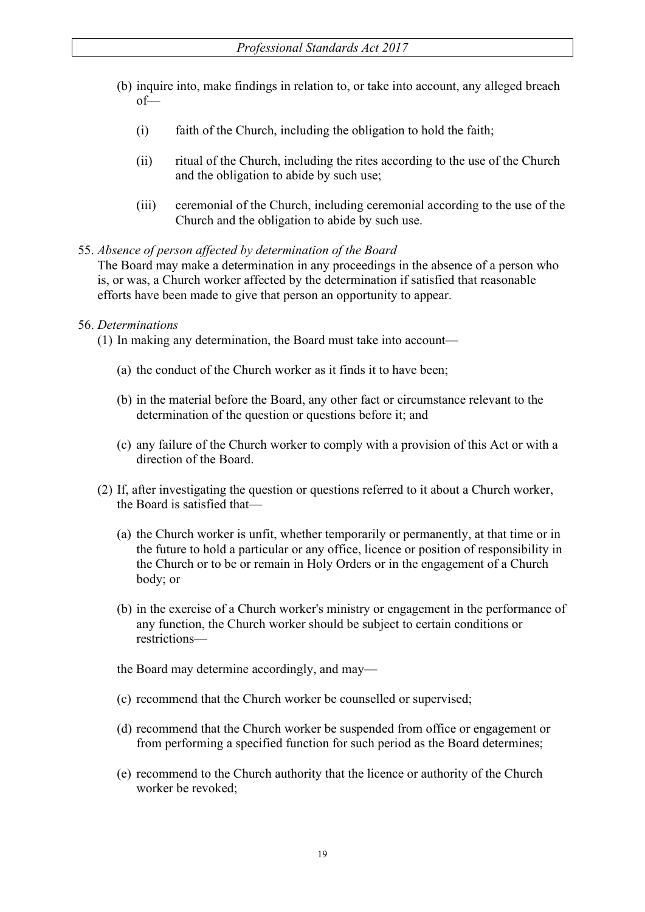(b) inquire into, make findings in relation to, or take into account, any alleged breach of—

   (i) faith of the Church, including the obligation to hold the faith;

   (ii) ritual of the Church, including the rites according to the use of the Church and the obligation to abide by such use;

   (iii) ceremonial of the Church, including ceremonial according to the use of the Church and the obligation to abide by such use.

55. *Absence of person affected by determination of the Board*
The Board may make a determination in any proceedings in the absence of a person who is, or was, a Church worker affected by the determination if satisfied that reasonable efforts have been made to give that person an opportunity to appear.

56. *Determinations*

(1) In making any determination, the Board must take into account—

   (a) the conduct of the Church worker as it finds it to have been;

   (b) in the material before the Board, any other fact or circumstance relevant to the determination of the question or questions before it; and

   (c) any failure of the Church worker to comply with a provision of this Act or with a direction of the Board.

(2) If, after investigating the question or questions referred to it about a Church worker, the Board is satisfied that—

   (a) the Church worker is unfit, whether temporarily or permanently, at that time or in the future to hold a particular or any office, licence or position of responsibility in the Church or to be or remain in Holy Orders or in the engagement of a Church body; or

   (b) in the exercise of a Church worker's ministry or engagement in the performance of any function, the Church worker should be subject to certain conditions or restrictions—

   the Board may determine accordingly, and may—

   (c) recommend that the Church worker be counselled or supervised;

   (d) recommend that the Church worker be suspended from office or engagement or from performing a specified function for such period as the Board determines;

   (e) recommend to the Church authority that the licence or authority of the Church worker be revoked;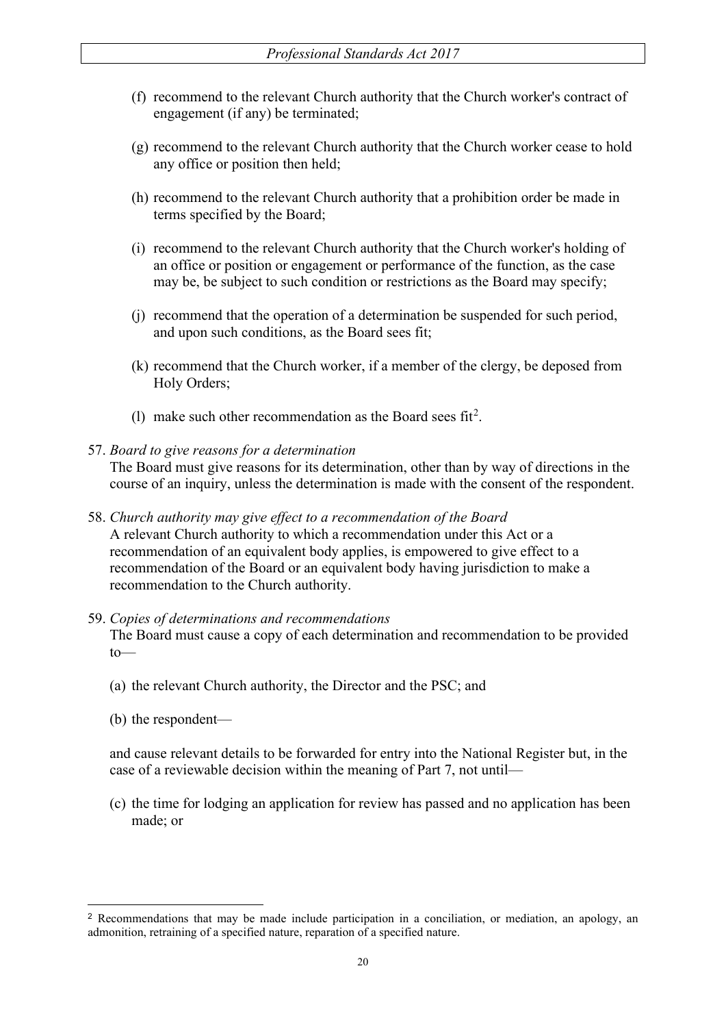(f) recommend to the relevant Church authority that the Church worker's contract of engagement (if any) be terminated;

(g) recommend to the relevant Church authority that the Church worker cease to hold any office or position then held;

(h) recommend to the relevant Church authority that a prohibition order be made in terms specified by the Board;

(i) recommend to the relevant Church authority that the Church worker's holding of an office or position or engagement or performance of the function, as the case may be, be subject to such condition or restrictions as the Board may specify;

(j) recommend that the operation of a determination be suspended for such period, and upon such conditions, as the Board sees fit;

(k) recommend that the Church worker, if a member of the clergy, be deposed from Holy Orders;

(l) make such other recommendation as the Board sees fit[2].

57. *Board to give reasons for a determination*
The Board must give reasons for its determination, other than by way of directions in the course of an inquiry, unless the determination is made with the consent of the respondent.

58. *Church authority may give effect to a recommendation of the Board*
A relevant Church authority to which a recommendation under this Act or a recommendation of an equivalent body applies, is empowered to give effect to a recommendation of the Board or an equivalent body having jurisdiction to make a recommendation to the Church authority.

59. *Copies of determinations and recommendations*
The Board must cause a copy of each determination and recommendation to be provided to—

(a) the relevant Church authority, the Director and the PSC; and

(b) the respondent—

and cause relevant details to be forwarded for entry into the National Register but, in the case of a reviewable decision within the meaning of Part 7, not until—

(c) the time for lodging an application for review has passed and no application has been made; or

---

[2] Recommendations that may be made include participation in a conciliation, or mediation, an apology, an admonition, retraining of a specified nature, reparation of a specified nature.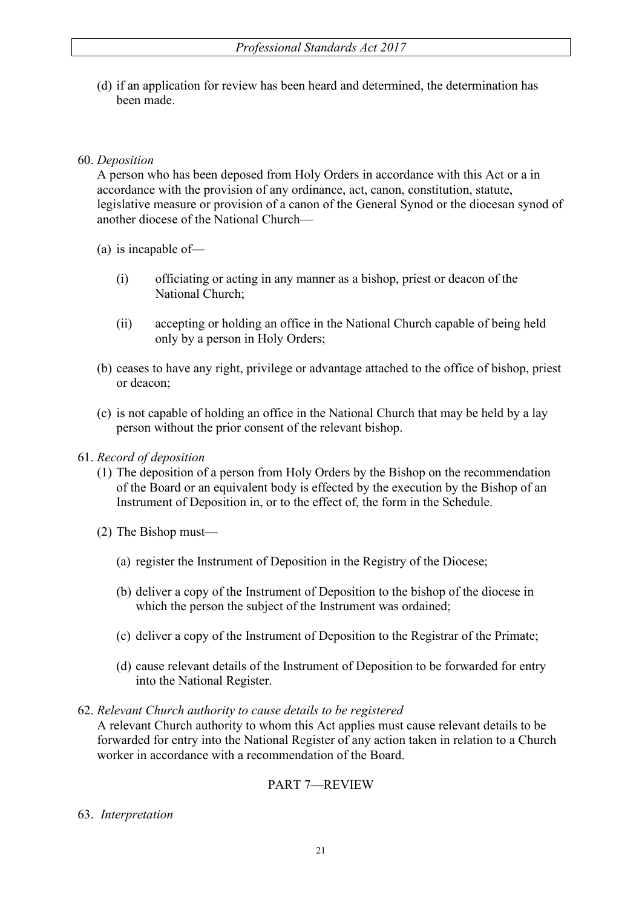(d) if an application for review has been heard and determined, the determination has been made.

60. *Deposition*

A person who has been deposed from Holy Orders in accordance with this Act or a in accordance with the provision of any ordinance, act, canon, constitution, statute, legislative measure or provision of a canon of the General Synod or the diocesan synod of another diocese of the National Church—

(a) is incapable of—

(i) officiating or acting in any manner as a bishop, priest or deacon of the National Church;

(ii) accepting or holding an office in the National Church capable of being held only by a person in Holy Orders;

(b) ceases to have any right, privilege or advantage attached to the office of bishop, priest or deacon;

(c) is not capable of holding an office in the National Church that may be held by a lay person without the prior consent of the relevant bishop.

61. *Record of deposition*

(1) The deposition of a person from Holy Orders by the Bishop on the recommendation of the Board or an equivalent body is effected by the execution by the Bishop of an Instrument of Deposition in, or to the effect of, the form in the Schedule.

(2) The Bishop must—

(a) register the Instrument of Deposition in the Registry of the Diocese;

(b) deliver a copy of the Instrument of Deposition to the bishop of the diocese in which the person the subject of the Instrument was ordained;

(c) deliver a copy of the Instrument of Deposition to the Registrar of the Primate;

(d) cause relevant details of the Instrument of Deposition to be forwarded for entry into the National Register.

62. *Relevant Church authority to cause details to be registered*

A relevant Church authority to whom this Act applies must cause relevant details to be forwarded for entry into the National Register of any action taken in relation to a Church worker in accordance with a recommendation of the Board.

## PART 7—REVIEW

63. *Interpretation*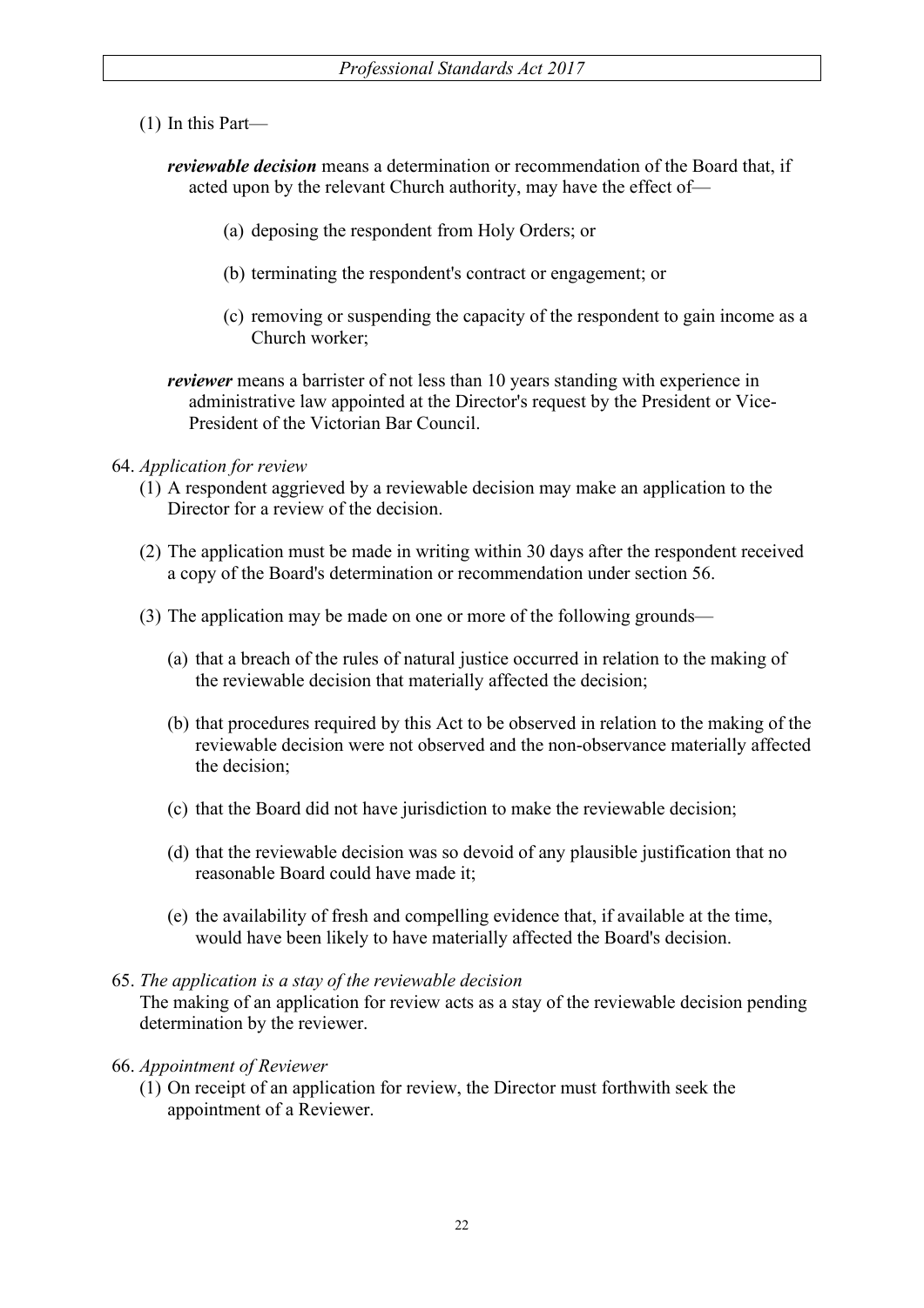(1) In this Part—

***reviewable decision*** means a determination or recommendation of the Board that, if acted upon by the relevant Church authority, may have the effect of—

(a) deposing the respondent from Holy Orders; or

(b) terminating the respondent's contract or engagement; or

(c) removing or suspending the capacity of the respondent to gain income as a Church worker;

***reviewer*** means a barrister of not less than 10 years standing with experience in administrative law appointed at the Director's request by the President or Vice-President of the Victorian Bar Council.

64. *Application for review*

(1) A respondent aggrieved by a reviewable decision may make an application to the Director for a review of the decision.

(2) The application must be made in writing within 30 days after the respondent received a copy of the Board's determination or recommendation under section 56.

(3) The application may be made on one or more of the following grounds—

(a) that a breach of the rules of natural justice occurred in relation to the making of the reviewable decision that materially affected the decision;

(b) that procedures required by this Act to be observed in relation to the making of the reviewable decision were not observed and the non-observance materially affected the decision;

(c) that the Board did not have jurisdiction to make the reviewable decision;

(d) that the reviewable decision was so devoid of any plausible justification that no reasonable Board could have made it;

(e) the availability of fresh and compelling evidence that, if available at the time, would have been likely to have materially affected the Board's decision.

65. *The application is a stay of the reviewable decision*

The making of an application for review acts as a stay of the reviewable decision pending determination by the reviewer.

66. *Appointment of Reviewer*

(1) On receipt of an application for review, the Director must forthwith seek the appointment of a Reviewer.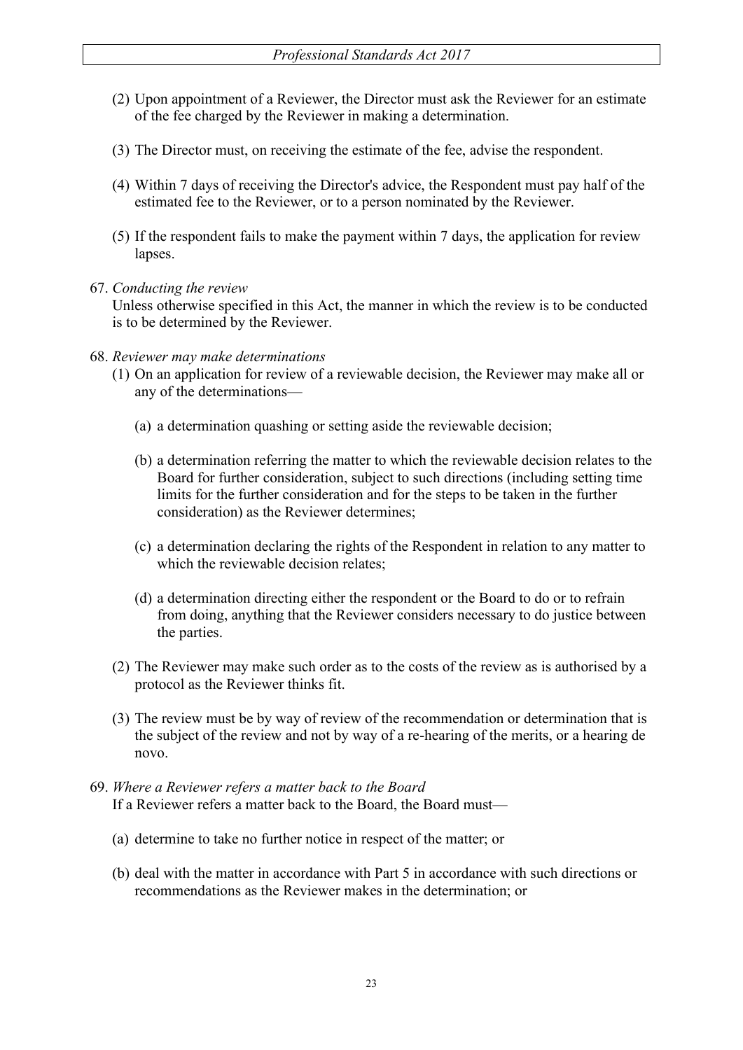(2) Upon appointment of a Reviewer, the Director must ask the Reviewer for an estimate of the fee charged by the Reviewer in making a determination.

(3) The Director must, on receiving the estimate of the fee, advise the respondent.

(4) Within 7 days of receiving the Director's advice, the Respondent must pay half of the estimated fee to the Reviewer, or to a person nominated by the Reviewer.

(5) If the respondent fails to make the payment within 7 days, the application for review lapses.

67. *Conducting the review*

Unless otherwise specified in this Act, the manner in which the review is to be conducted is to be determined by the Reviewer.

68. *Reviewer may make determinations*

(1) On an application for review of a reviewable decision, the Reviewer may make all or any of the determinations—

(a) a determination quashing or setting aside the reviewable decision;

(b) a determination referring the matter to which the reviewable decision relates to the Board for further consideration, subject to such directions (including setting time limits for the further consideration and for the steps to be taken in the further consideration) as the Reviewer determines;

(c) a determination declaring the rights of the Respondent in relation to any matter to which the reviewable decision relates;

(d) a determination directing either the respondent or the Board to do or to refrain from doing, anything that the Reviewer considers necessary to do justice between the parties.

(2) The Reviewer may make such order as to the costs of the review as is authorised by a protocol as the Reviewer thinks fit.

(3) The review must be by way of review of the recommendation or determination that is the subject of the review and not by way of a re-hearing of the merits, or a hearing de novo.

69. *Where a Reviewer refers a matter back to the Board*

If a Reviewer refers a matter back to the Board, the Board must—

(a) determine to take no further notice in respect of the matter; or

(b) deal with the matter in accordance with Part 5 in accordance with such directions or recommendations as the Reviewer makes in the determination; or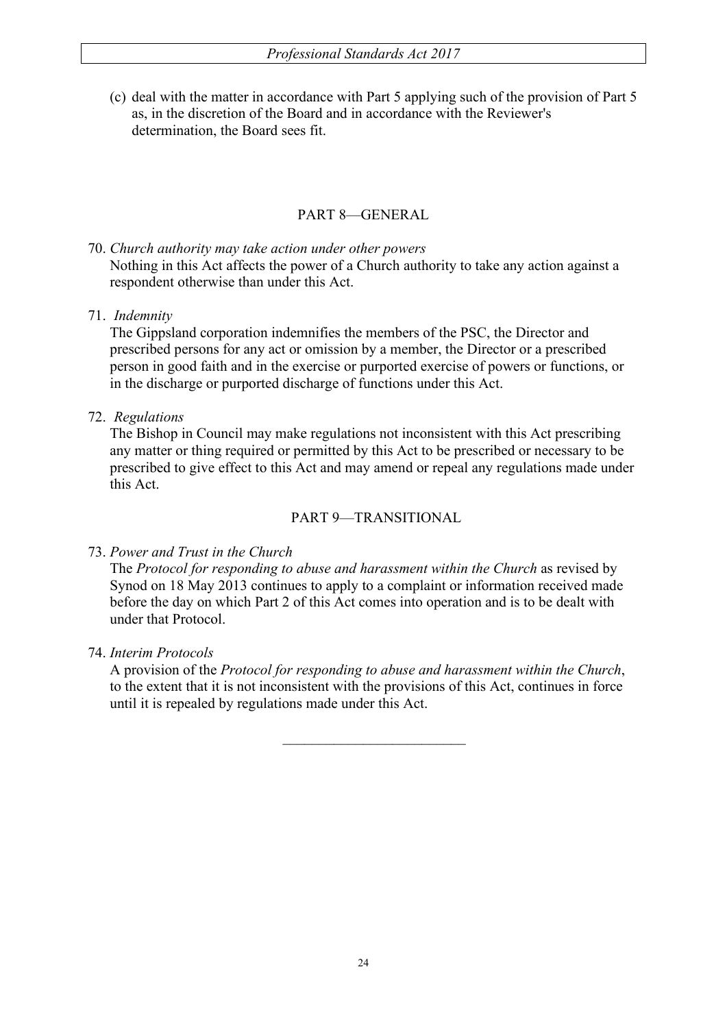(c) deal with the matter in accordance with Part 5 applying such of the provision of Part 5 as, in the discretion of the Board and in accordance with the Reviewer's determination, the Board sees fit.

## PART 8—GENERAL

70. *Church authority may take action under other powers*
Nothing in this Act affects the power of a Church authority to take any action against a respondent otherwise than under this Act.

71. *Indemnity*
The Gippsland corporation indemnifies the members of the PSC, the Director and prescribed persons for any act or omission by a member, the Director or a prescribed person in good faith and in the exercise or purported exercise of powers or functions, or in the discharge or purported discharge of functions under this Act.

72. *Regulations*
The Bishop in Council may make regulations not inconsistent with this Act prescribing any matter or thing required or permitted by this Act to be prescribed or necessary to be prescribed to give effect to this Act and may amend or repeal any regulations made under this Act.

## PART 9—TRANSITIONAL

73. *Power and Trust in the Church*
The *Protocol for responding to abuse and harassment within the Church* as revised by Synod on 18 May 2013 continues to apply to a complaint or information received made before the day on which Part 2 of this Act comes into operation and is to be dealt with under that Protocol.

74. *Interim Protocols*
A provision of the *Protocol for responding to abuse and harassment within the Church*, to the extent that it is not inconsistent with the provisions of this Act, continues in force until it is repealed by regulations made under this Act.

---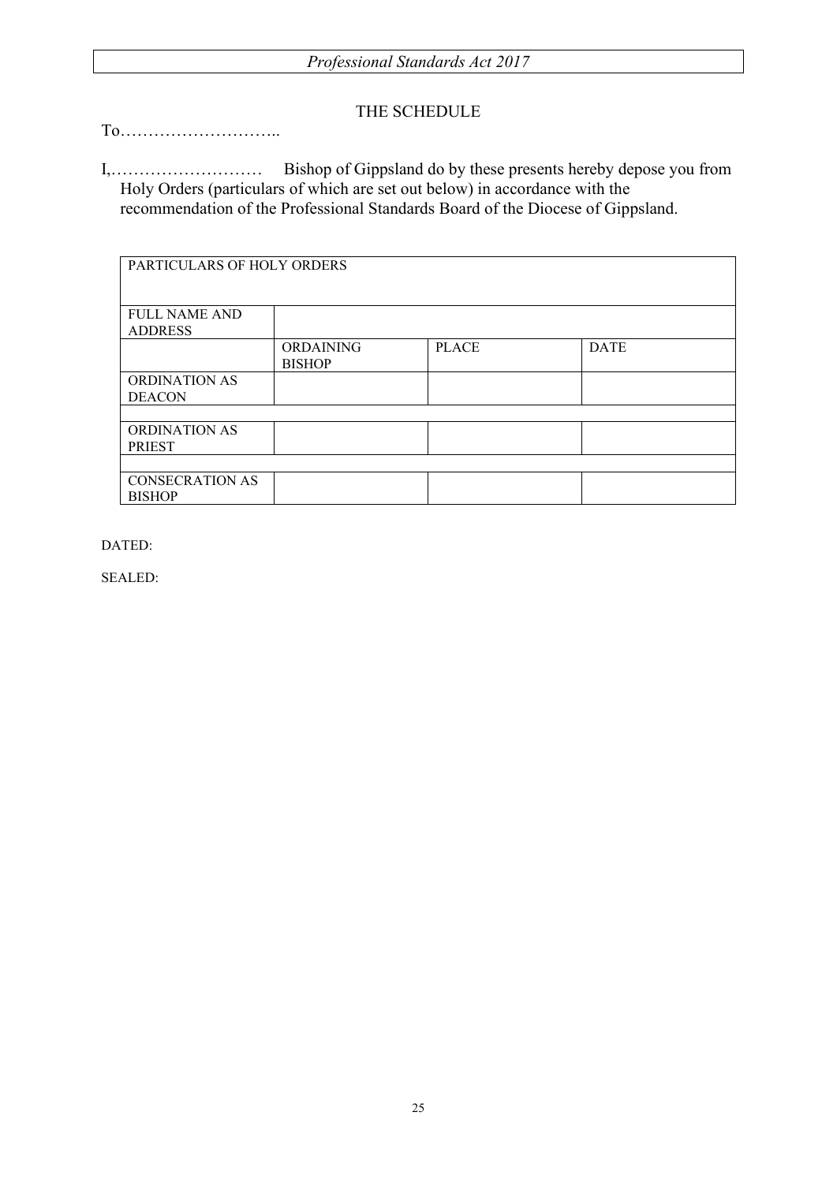## THE SCHEDULE

To………………………..

I,……………………… Bishop of Gippsland do by these presents hereby depose you from Holy Orders (particulars of which are set out below) in accordance with the recommendation of the Professional Standards Board of the Diocese of Gippsland.

| PARTICULARS OF HOLY ORDERS | | | |
|---|---|---|---|
| FULL NAME AND ADDRESS | | | |
| | ORDAINING BISHOP | PLACE | DATE |
| ORDINATION AS DEACON | | | |
| | | | |
| ORDINATION AS PRIEST | | | |
| | | | |
| CONSECRATION AS BISHOP | | | |

DATED:

SEALED: